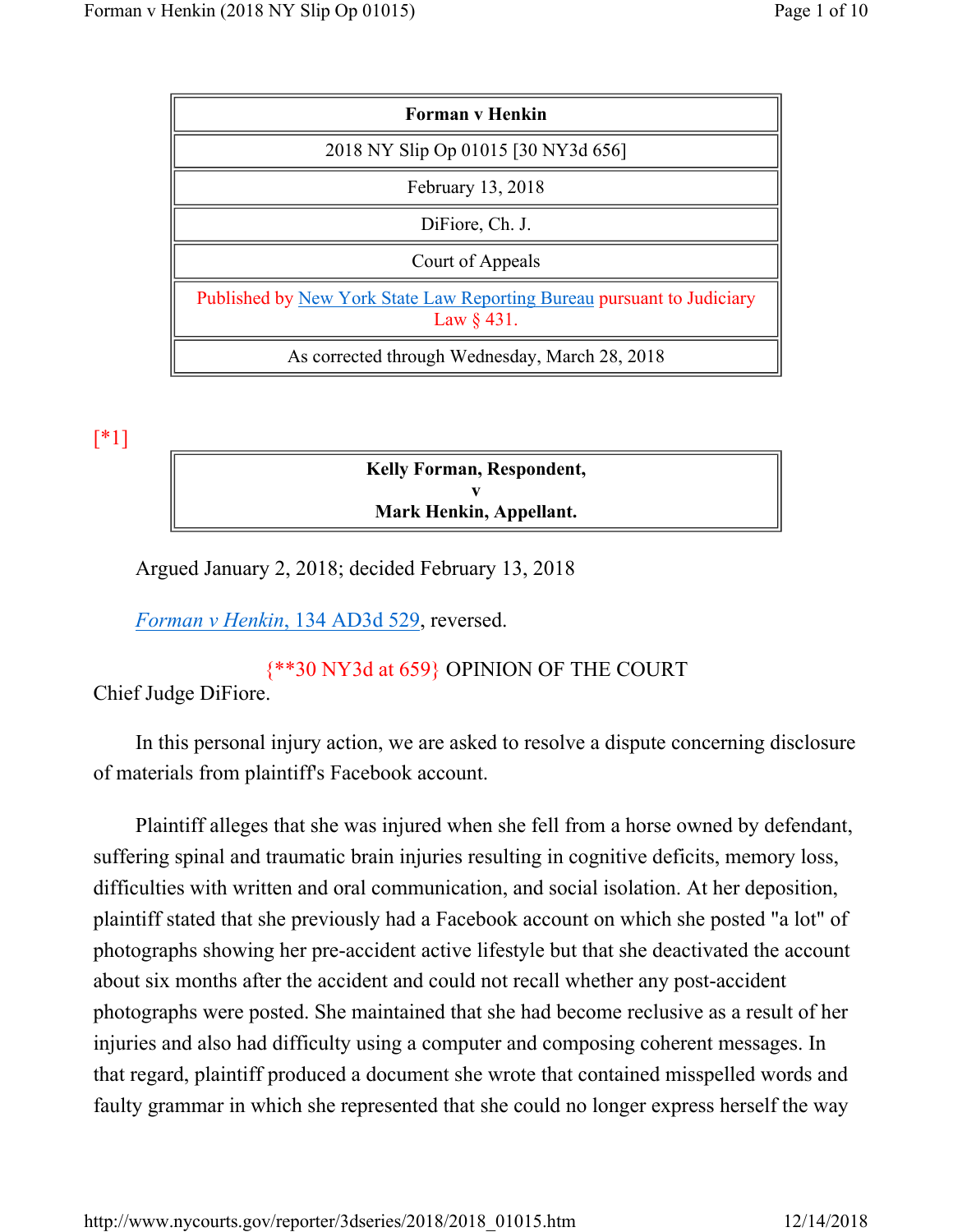| |
|---|
| **Forman v Henkin** |
| 2018 NY Slip Op 01015 [30 NY3d 656] |
| February 13, 2018 |
| DiFiore, Ch. J. |
| Court of Appeals |
| Published by New York State Law Reporting Bureau pursuant to Judiciary Law § 431. |
| As corrected through Wednesday, March 28, 2018 |

[*1]

| |
|---|
| **Kelly Forman, Respondent, v Mark Henkin, Appellant.** |

Argued January 2, 2018; decided February 13, 2018

*Forman v Henkin*, 134 AD3d 529, reversed.

{**30 NY3d at 659} OPINION OF THE COURT

Chief Judge DiFiore.

In this personal injury action, we are asked to resolve a dispute concerning disclosure of materials from plaintiff's Facebook account.

Plaintiff alleges that she was injured when she fell from a horse owned by defendant, suffering spinal and traumatic brain injuries resulting in cognitive deficits, memory loss, difficulties with written and oral communication, and social isolation. At her deposition, plaintiff stated that she previously had a Facebook account on which she posted "a lot" of photographs showing her pre-accident active lifestyle but that she deactivated the account about six months after the accident and could not recall whether any post-accident photographs were posted. She maintained that she had become reclusive as a result of her injuries and also had difficulty using a computer and composing coherent messages. In that regard, plaintiff produced a document she wrote that contained misspelled words and faulty grammar in which she represented that she could no longer express herself the way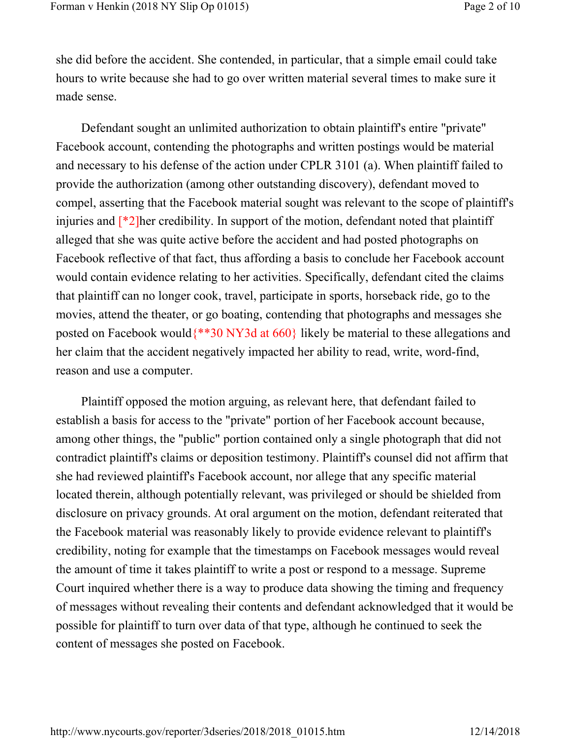she did before the accident. She contended, in particular, that a simple email could take hours to write because she had to go over written material several times to make sure it made sense.

Defendant sought an unlimited authorization to obtain plaintiff's entire "private" Facebook account, contending the photographs and written postings would be material and necessary to his defense of the action under CPLR 3101 (a). When plaintiff failed to provide the authorization (among other outstanding discovery), defendant moved to compel, asserting that the Facebook material sought was relevant to the scope of plaintiff's injuries and [*2]her credibility. In support of the motion, defendant noted that plaintiff alleged that she was quite active before the accident and had posted photographs on Facebook reflective of that fact, thus affording a basis to conclude her Facebook account would contain evidence relating to her activities. Specifically, defendant cited the claims that plaintiff can no longer cook, travel, participate in sports, horseback ride, go to the movies, attend the theater, or go boating, contending that photographs and messages she posted on Facebook would{**30 NY3d at 660} likely be material to these allegations and her claim that the accident negatively impacted her ability to read, write, word-find, reason and use a computer.

Plaintiff opposed the motion arguing, as relevant here, that defendant failed to establish a basis for access to the "private" portion of her Facebook account because, among other things, the "public" portion contained only a single photograph that did not contradict plaintiff's claims or deposition testimony. Plaintiff's counsel did not affirm that she had reviewed plaintiff's Facebook account, nor allege that any specific material located therein, although potentially relevant, was privileged or should be shielded from disclosure on privacy grounds. At oral argument on the motion, defendant reiterated that the Facebook material was reasonably likely to provide evidence relevant to plaintiff's credibility, noting for example that the timestamps on Facebook messages would reveal the amount of time it takes plaintiff to write a post or respond to a message. Supreme Court inquired whether there is a way to produce data showing the timing and frequency of messages without revealing their contents and defendant acknowledged that it would be possible for plaintiff to turn over data of that type, although he continued to seek the content of messages she posted on Facebook.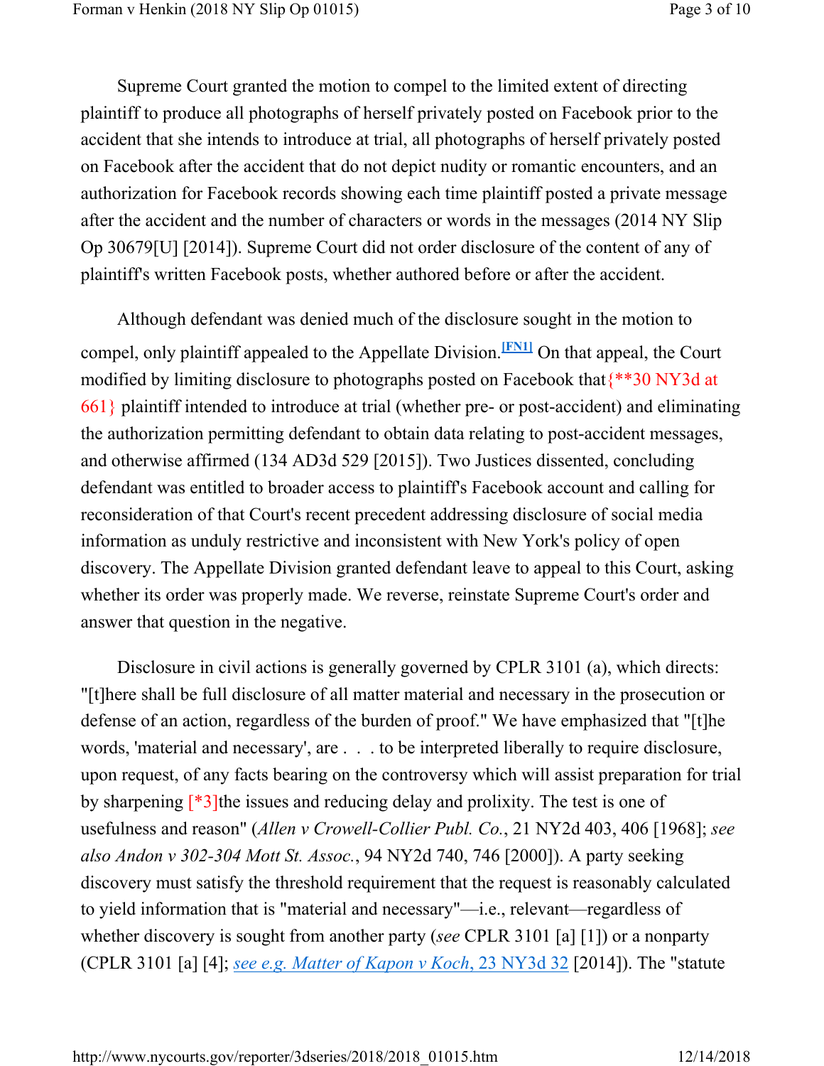Supreme Court granted the motion to compel to the limited extent of directing plaintiff to produce all photographs of herself privately posted on Facebook prior to the accident that she intends to introduce at trial, all photographs of herself privately posted on Facebook after the accident that do not depict nudity or romantic encounters, and an authorization for Facebook records showing each time plaintiff posted a private message after the accident and the number of characters or words in the messages (2014 NY Slip Op 30679[U] [2014]). Supreme Court did not order disclosure of the content of any of plaintiff's written Facebook posts, whether authored before or after the accident.

Although defendant was denied much of the disclosure sought in the motion to compel, only plaintiff appealed to the Appellate Division.[FN1] On that appeal, the Court modified by limiting disclosure to photographs posted on Facebook that {**30 NY3d at 661} plaintiff intended to introduce at trial (whether pre- or post-accident) and eliminating the authorization permitting defendant to obtain data relating to post-accident messages, and otherwise affirmed (134 AD3d 529 [2015]). Two Justices dissented, concluding defendant was entitled to broader access to plaintiff's Facebook account and calling for reconsideration of that Court's recent precedent addressing disclosure of social media information as unduly restrictive and inconsistent with New York's policy of open discovery. The Appellate Division granted defendant leave to appeal to this Court, asking whether its order was properly made. We reverse, reinstate Supreme Court's order and answer that question in the negative.

Disclosure in civil actions is generally governed by CPLR 3101 (a), which directs: "[t]here shall be full disclosure of all matter material and necessary in the prosecution or defense of an action, regardless of the burden of proof." We have emphasized that "[t]he words, 'material and necessary', are . . . to be interpreted liberally to require disclosure, upon request, of any facts bearing on the controversy which will assist preparation for trial by sharpening [*3]the issues and reducing delay and prolixity. The test is one of usefulness and reason" (*Allen v Crowell-Collier Publ. Co.*, 21 NY2d 403, 406 [1968]; *see also Andon v 302-304 Mott St. Assoc.*, 94 NY2d 740, 746 [2000]). A party seeking discovery must satisfy the threshold requirement that the request is reasonably calculated to yield information that is "material and necessary"—i.e., relevant—regardless of whether discovery is sought from another party (*see* CPLR 3101 [a] [1]) or a nonparty (CPLR 3101 [a] [4]; *see e.g. Matter of Kapon v Koch*, 23 NY3d 32 [2014]). The "statute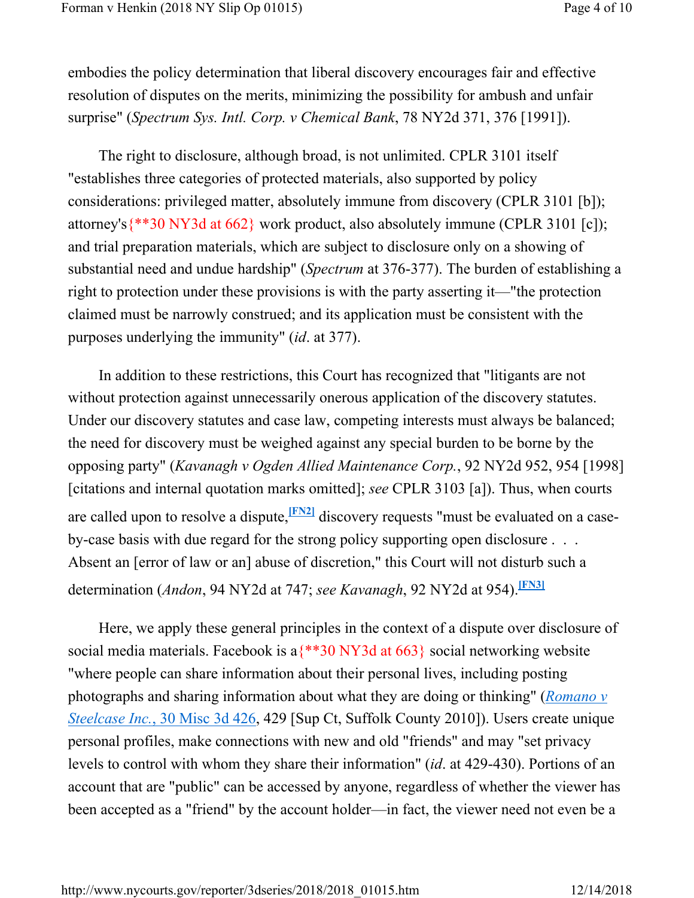embodies the policy determination that liberal discovery encourages fair and effective resolution of disputes on the merits, minimizing the possibility for ambush and unfair surprise" (*Spectrum Sys. Intl. Corp. v Chemical Bank*, 78 NY2d 371, 376 [1991]).

The right to disclosure, although broad, is not unlimited. CPLR 3101 itself "establishes three categories of protected materials, also supported by policy considerations: privileged matter, absolutely immune from discovery (CPLR 3101 [b]); attorney's{**30 NY3d at 662} work product, also absolutely immune (CPLR 3101 [c]); and trial preparation materials, which are subject to disclosure only on a showing of substantial need and undue hardship" (*Spectrum* at 376-377). The burden of establishing a right to protection under these provisions is with the party asserting it—"the protection claimed must be narrowly construed; and its application must be consistent with the purposes underlying the immunity" (*id*. at 377).

In addition to these restrictions, this Court has recognized that "litigants are not without protection against unnecessarily onerous application of the discovery statutes. Under our discovery statutes and case law, competing interests must always be balanced; the need for discovery must be weighed against any special burden to be borne by the opposing party" (*Kavanagh v Ogden Allied Maintenance Corp.*, 92 NY2d 952, 954 [1998] [citations and internal quotation marks omitted]; *see* CPLR 3103 [a]). Thus, when courts are called upon to resolve a dispute,[FN2] discovery requests "must be evaluated on a case-by-case basis with due regard for the strong policy supporting open disclosure . . . Absent an [error of law or an] abuse of discretion," this Court will not disturb such a determination (*Andon*, 94 NY2d at 747; *see Kavanagh*, 92 NY2d at 954).[FN3]

Here, we apply these general principles in the context of a dispute over disclosure of social media materials. Facebook is a{**30 NY3d at 663} social networking website "where people can share information about their personal lives, including posting photographs and sharing information about what they are doing or thinking" (*Romano v Steelcase Inc.*, 30 Misc 3d 426, 429 [Sup Ct, Suffolk County 2010]). Users create unique personal profiles, make connections with new and old "friends" and may "set privacy levels to control with whom they share their information" (*id*. at 429-430). Portions of an account that are "public" can be accessed by anyone, regardless of whether the viewer has been accepted as a "friend" by the account holder—in fact, the viewer need not even be a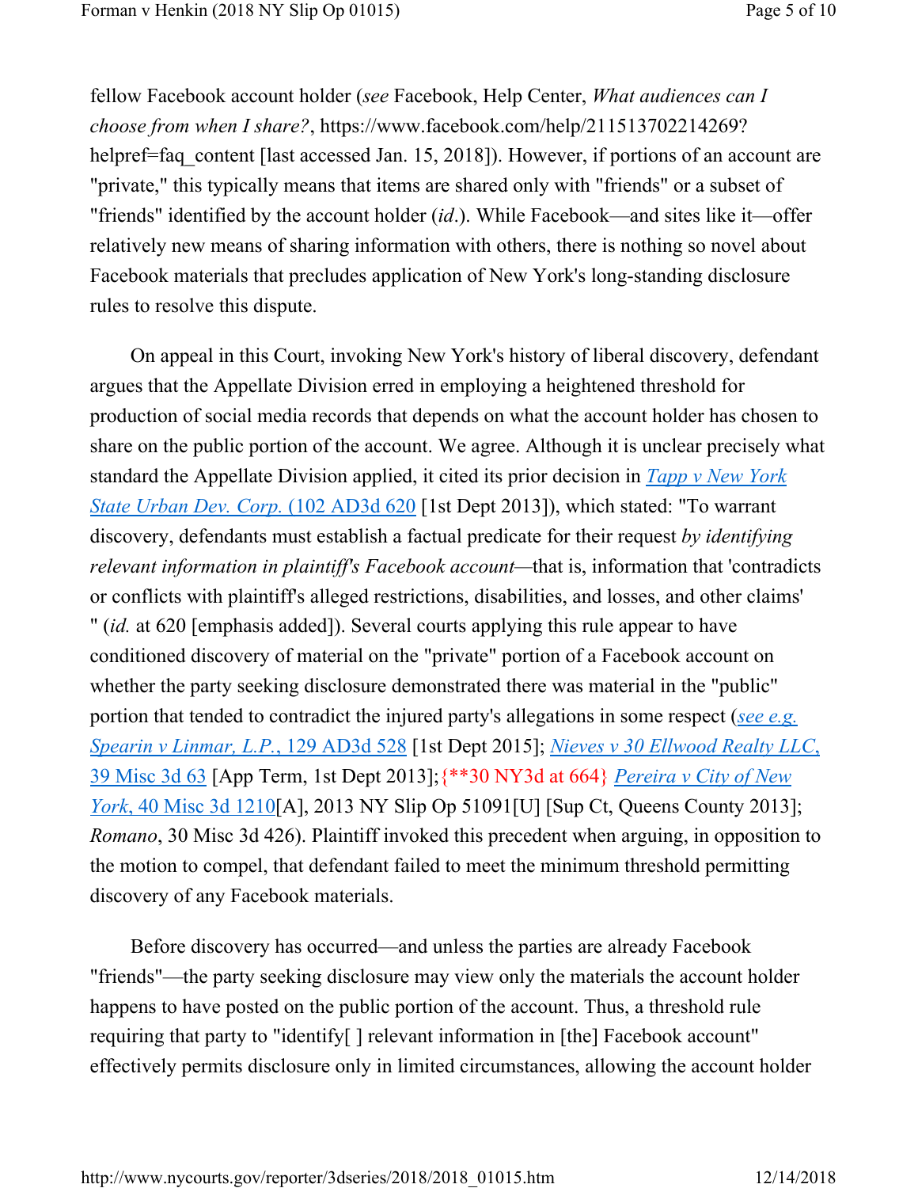fellow Facebook account holder (*see* Facebook, Help Center, *What audiences can I choose from when I share?*, https://www.facebook.com/help/211513702214269?helpref=faq_content [last accessed Jan. 15, 2018]). However, if portions of an account are "private," this typically means that items are shared only with "friends" or a subset of "friends" identified by the account holder (*id*.). While Facebook—and sites like it—offer relatively new means of sharing information with others, there is nothing so novel about Facebook materials that precludes application of New York's long-standing disclosure rules to resolve this dispute.

On appeal in this Court, invoking New York's history of liberal discovery, defendant argues that the Appellate Division erred in employing a heightened threshold for production of social media records that depends on what the account holder has chosen to share on the public portion of the account. We agree. Although it is unclear precisely what standard the Appellate Division applied, it cited its prior decision in *Tapp v New York State Urban Dev. Corp.* (102 AD3d 620 [1st Dept 2013]), which stated: "To warrant discovery, defendants must establish a factual predicate for their request *by identifying relevant information in plaintiff's Facebook account*—that is, information that 'contradicts or conflicts with plaintiff's alleged restrictions, disabilities, and losses, and other claims' " (*id.* at 620 [emphasis added]). Several courts applying this rule appear to have conditioned discovery of material on the "private" portion of a Facebook account on whether the party seeking disclosure demonstrated there was material in the "public" portion that tended to contradict the injured party's allegations in some respect (*see e.g. Spearin v Linmar, L.P.*, 129 AD3d 528 [1st Dept 2015]; *Nieves v 30 Ellwood Realty LLC*, 39 Misc 3d 63 [App Term, 1st Dept 2013];{**30 NY3d at 664} *Pereira v City of New York*, 40 Misc 3d 1210[A], 2013 NY Slip Op 51091[U] [Sup Ct, Queens County 2013]; *Romano*, 30 Misc 3d 426). Plaintiff invoked this precedent when arguing, in opposition to the motion to compel, that defendant failed to meet the minimum threshold permitting discovery of any Facebook materials.

Before discovery has occurred—and unless the parties are already Facebook "friends"—the party seeking disclosure may view only the materials the account holder happens to have posted on the public portion of the account. Thus, a threshold rule requiring that party to "identify[ ] relevant information in [the] Facebook account" effectively permits disclosure only in limited circumstances, allowing the account holder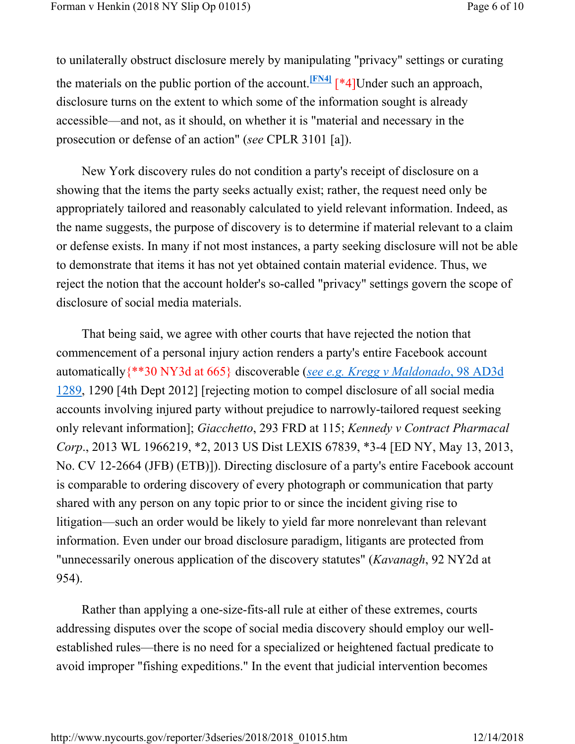to unilaterally obstruct disclosure merely by manipulating "privacy" settings or curating the materials on the public portion of the account.[FN4] [*4]Under such an approach, disclosure turns on the extent to which some of the information sought is already accessible—and not, as it should, on whether it is "material and necessary in the prosecution or defense of an action" (*see* CPLR 3101 [a]).

New York discovery rules do not condition a party's receipt of disclosure on a showing that the items the party seeks actually exist; rather, the request need only be appropriately tailored and reasonably calculated to yield relevant information. Indeed, as the name suggests, the purpose of discovery is to determine if material relevant to a claim or defense exists. In many if not most instances, a party seeking disclosure will not be able to demonstrate that items it has not yet obtained contain material evidence. Thus, we reject the notion that the account holder's so-called "privacy" settings govern the scope of disclosure of social media materials.

That being said, we agree with other courts that have rejected the notion that commencement of a personal injury action renders a party's entire Facebook account automatically{**30 NY3d at 665} discoverable (*see e.g. Kregg v Maldonado*, 98 AD3d 1289, 1290 [4th Dept 2012] [rejecting motion to compel disclosure of all social media accounts involving injured party without prejudice to narrowly-tailored request seeking only relevant information]; *Giacchetto*, 293 FRD at 115; *Kennedy v Contract Pharmacal Corp.*, 2013 WL 1966219, *2, 2013 US Dist LEXIS 67839, *3-4 [ED NY, May 13, 2013, No. CV 12-2664 (JFB) (ETB)]). Directing disclosure of a party's entire Facebook account is comparable to ordering discovery of every photograph or communication that party shared with any person on any topic prior to or since the incident giving rise to litigation—such an order would be likely to yield far more nonrelevant than relevant information. Even under our broad disclosure paradigm, litigants are protected from "unnecessarily onerous application of the discovery statutes" (*Kavanagh*, 92 NY2d at 954).

Rather than applying a one-size-fits-all rule at either of these extremes, courts addressing disputes over the scope of social media discovery should employ our well-established rules—there is no need for a specialized or heightened factual predicate to avoid improper "fishing expeditions." In the event that judicial intervention becomes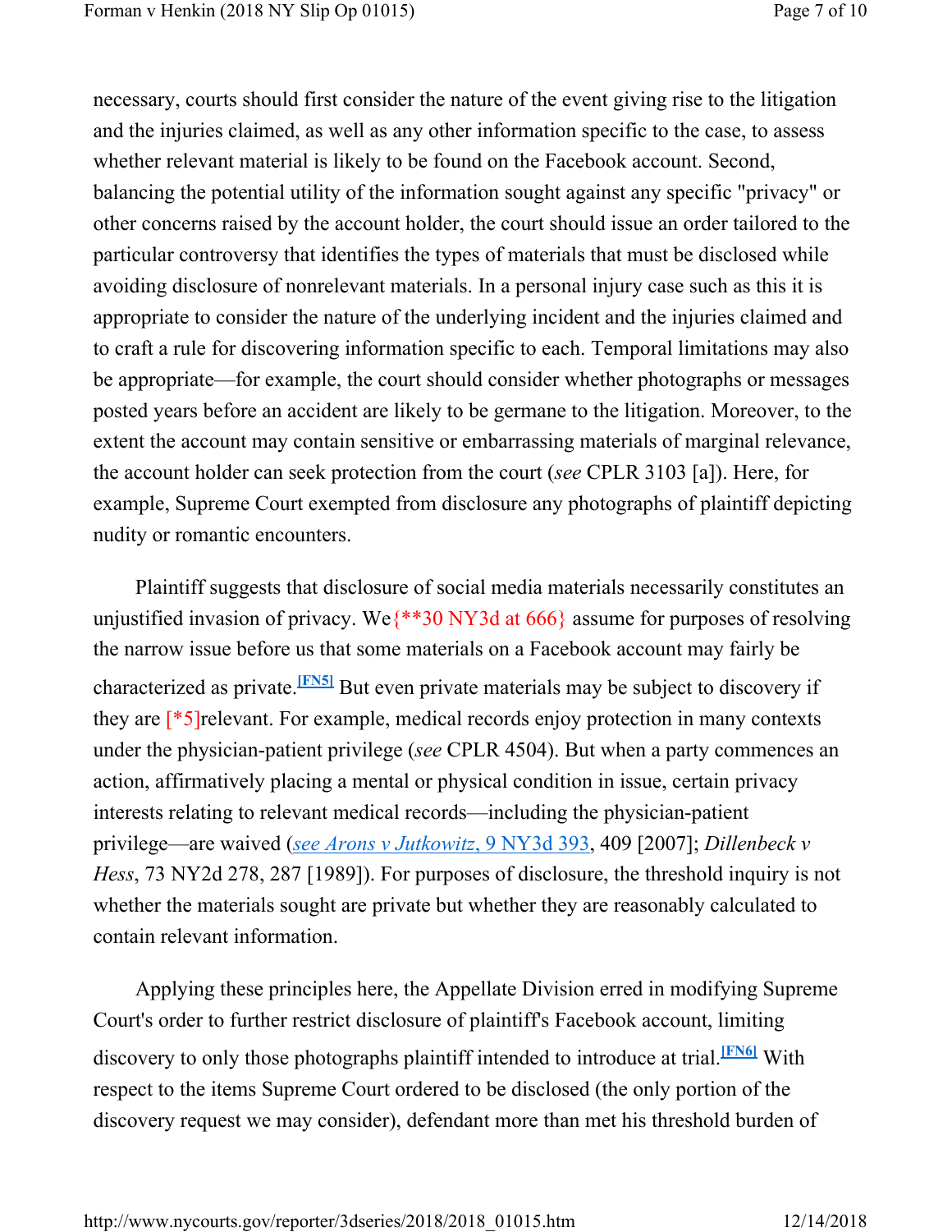necessary, courts should first consider the nature of the event giving rise to the litigation and the injuries claimed, as well as any other information specific to the case, to assess whether relevant material is likely to be found on the Facebook account. Second, balancing the potential utility of the information sought against any specific "privacy" or other concerns raised by the account holder, the court should issue an order tailored to the particular controversy that identifies the types of materials that must be disclosed while avoiding disclosure of nonrelevant materials. In a personal injury case such as this it is appropriate to consider the nature of the underlying incident and the injuries claimed and to craft a rule for discovering information specific to each. Temporal limitations may also be appropriate—for example, the court should consider whether photographs or messages posted years before an accident are likely to be germane to the litigation. Moreover, to the extent the account may contain sensitive or embarrassing materials of marginal relevance, the account holder can seek protection from the court (*see* CPLR 3103 [a]). Here, for example, Supreme Court exempted from disclosure any photographs of plaintiff depicting nudity or romantic encounters.

Plaintiff suggests that disclosure of social media materials necessarily constitutes an unjustified invasion of privacy. We{**30 NY3d at 666} assume for purposes of resolving the narrow issue before us that some materials on a Facebook account may fairly be characterized as private.[FN5] But even private materials may be subject to discovery if they are [*5]relevant. For example, medical records enjoy protection in many contexts under the physician-patient privilege (*see* CPLR 4504). But when a party commences an action, affirmatively placing a mental or physical condition in issue, certain privacy interests relating to relevant medical records—including the physician-patient privilege—are waived (*see Arons v Jutkowitz*, 9 NY3d 393, 409 [2007]; *Dillenbeck v Hess*, 73 NY2d 278, 287 [1989]). For purposes of disclosure, the threshold inquiry is not whether the materials sought are private but whether they are reasonably calculated to contain relevant information.

Applying these principles here, the Appellate Division erred in modifying Supreme Court's order to further restrict disclosure of plaintiff's Facebook account, limiting discovery to only those photographs plaintiff intended to introduce at trial.[FN6] With respect to the items Supreme Court ordered to be disclosed (the only portion of the discovery request we may consider), defendant more than met his threshold burden of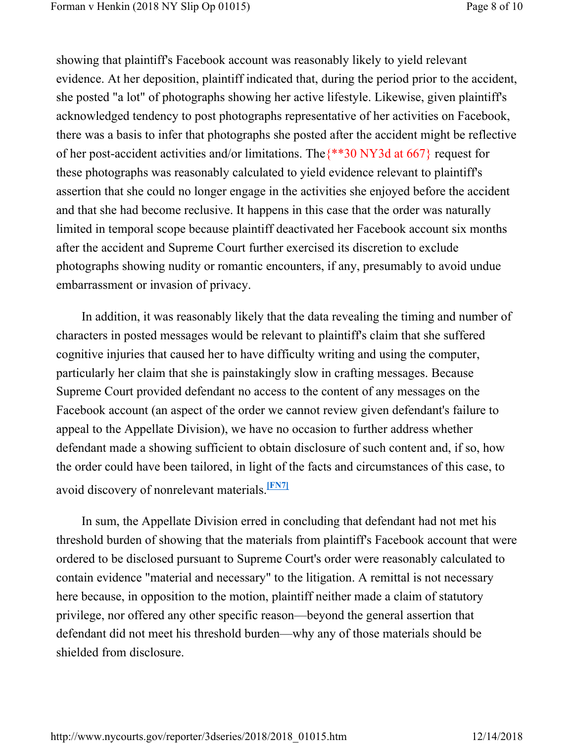showing that plaintiff's Facebook account was reasonably likely to yield relevant evidence. At her deposition, plaintiff indicated that, during the period prior to the accident, she posted "a lot" of photographs showing her active lifestyle. Likewise, given plaintiff's acknowledged tendency to post photographs representative of her activities on Facebook, there was a basis to infer that photographs she posted after the accident might be reflective of her post-accident activities and/or limitations. The{**30 NY3d at 667} request for these photographs was reasonably calculated to yield evidence relevant to plaintiff's assertion that she could no longer engage in the activities she enjoyed before the accident and that she had become reclusive. It happens in this case that the order was naturally limited in temporal scope because plaintiff deactivated her Facebook account six months after the accident and Supreme Court further exercised its discretion to exclude photographs showing nudity or romantic encounters, if any, presumably to avoid undue embarrassment or invasion of privacy.

In addition, it was reasonably likely that the data revealing the timing and number of characters in posted messages would be relevant to plaintiff's claim that she suffered cognitive injuries that caused her to have difficulty writing and using the computer, particularly her claim that she is painstakingly slow in crafting messages. Because Supreme Court provided defendant no access to the content of any messages on the Facebook account (an aspect of the order we cannot review given defendant's failure to appeal to the Appellate Division), we have no occasion to further address whether defendant made a showing sufficient to obtain disclosure of such content and, if so, how the order could have been tailored, in light of the facts and circumstances of this case, to avoid discovery of nonrelevant materials.[FN7]

In sum, the Appellate Division erred in concluding that defendant had not met his threshold burden of showing that the materials from plaintiff's Facebook account that were ordered to be disclosed pursuant to Supreme Court's order were reasonably calculated to contain evidence "material and necessary" to the litigation. A remittal is not necessary here because, in opposition to the motion, plaintiff neither made a claim of statutory privilege, nor offered any other specific reason—beyond the general assertion that defendant did not meet his threshold burden—why any of those materials should be shielded from disclosure.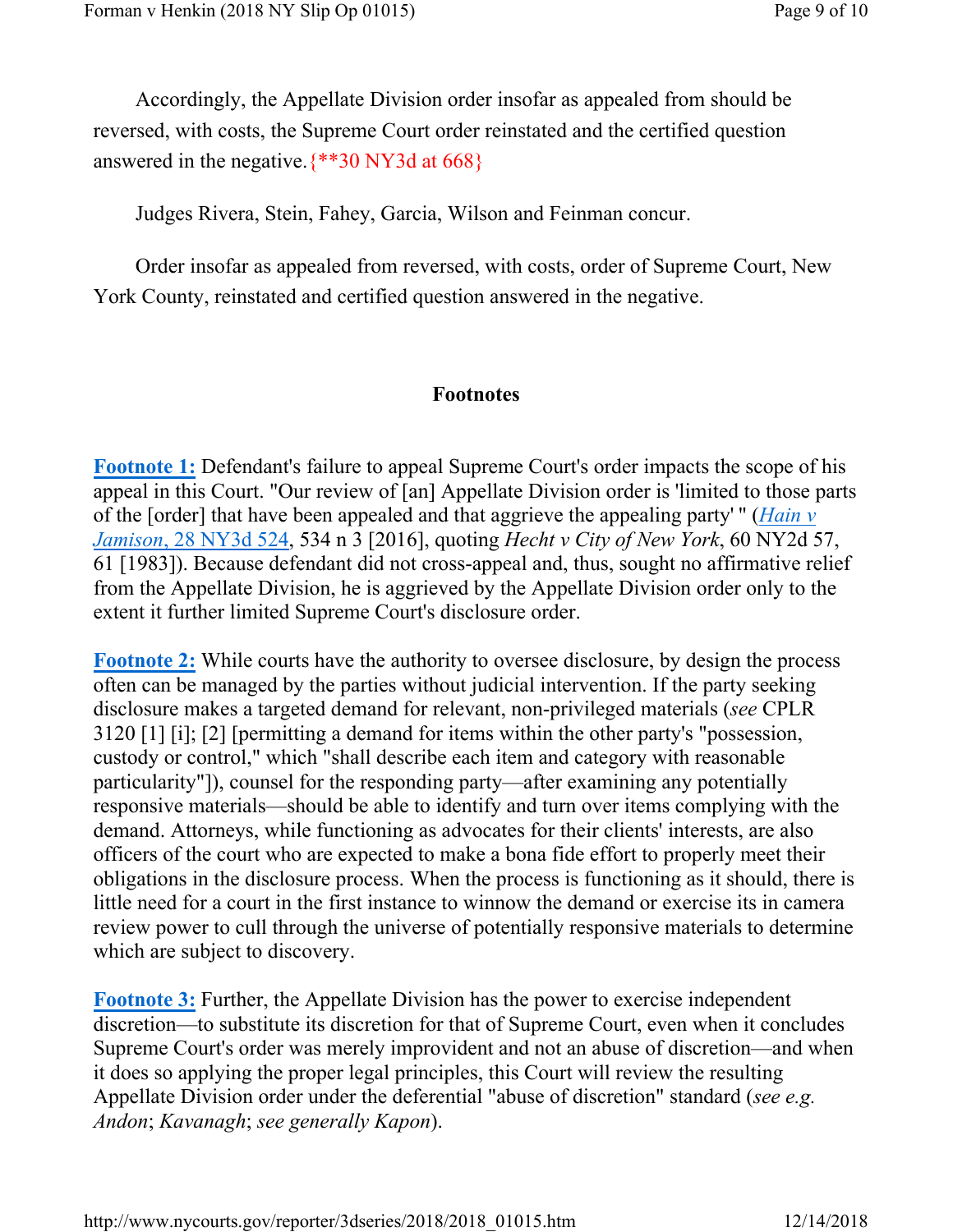Accordingly, the Appellate Division order insofar as appealed from should be reversed, with costs, the Supreme Court order reinstated and the certified question answered in the negative. {**30 NY3d at 668}

Judges Rivera, Stein, Fahey, Garcia, Wilson and Feinman concur.

Order insofar as appealed from reversed, with costs, order of Supreme Court, New York County, reinstated and certified question answered in the negative.

## Footnotes

**Footnote 1:** Defendant's failure to appeal Supreme Court's order impacts the scope of his appeal in this Court. "Our review of [an] Appellate Division order is 'limited to those parts of the [order] that have been appealed and that aggrieve the appealing party' " (*Hain v Jamison*, 28 NY3d 524, 534 n 3 [2016], quoting *Hecht v City of New York*, 60 NY2d 57, 61 [1983]). Because defendant did not cross-appeal and, thus, sought no affirmative relief from the Appellate Division, he is aggrieved by the Appellate Division order only to the extent it further limited Supreme Court's disclosure order.

**Footnote 2:** While courts have the authority to oversee disclosure, by design the process often can be managed by the parties without judicial intervention. If the party seeking disclosure makes a targeted demand for relevant, non-privileged materials (*see* CPLR 3120 [1] [i]; [2] [permitting a demand for items within the other party's "possession, custody or control," which "shall describe each item and category with reasonable particularity"]), counsel for the responding party—after examining any potentially responsive materials—should be able to identify and turn over items complying with the demand. Attorneys, while functioning as advocates for their clients' interests, are also officers of the court who are expected to make a bona fide effort to properly meet their obligations in the disclosure process. When the process is functioning as it should, there is little need for a court in the first instance to winnow the demand or exercise its in camera review power to cull through the universe of potentially responsive materials to determine which are subject to discovery.

**Footnote 3:** Further, the Appellate Division has the power to exercise independent discretion—to substitute its discretion for that of Supreme Court, even when it concludes Supreme Court's order was merely improvident and not an abuse of discretion—and when it does so applying the proper legal principles, this Court will review the resulting Appellate Division order under the deferential "abuse of discretion" standard (*see e.g. Andon*; *Kavanagh*; *see generally Kapon*).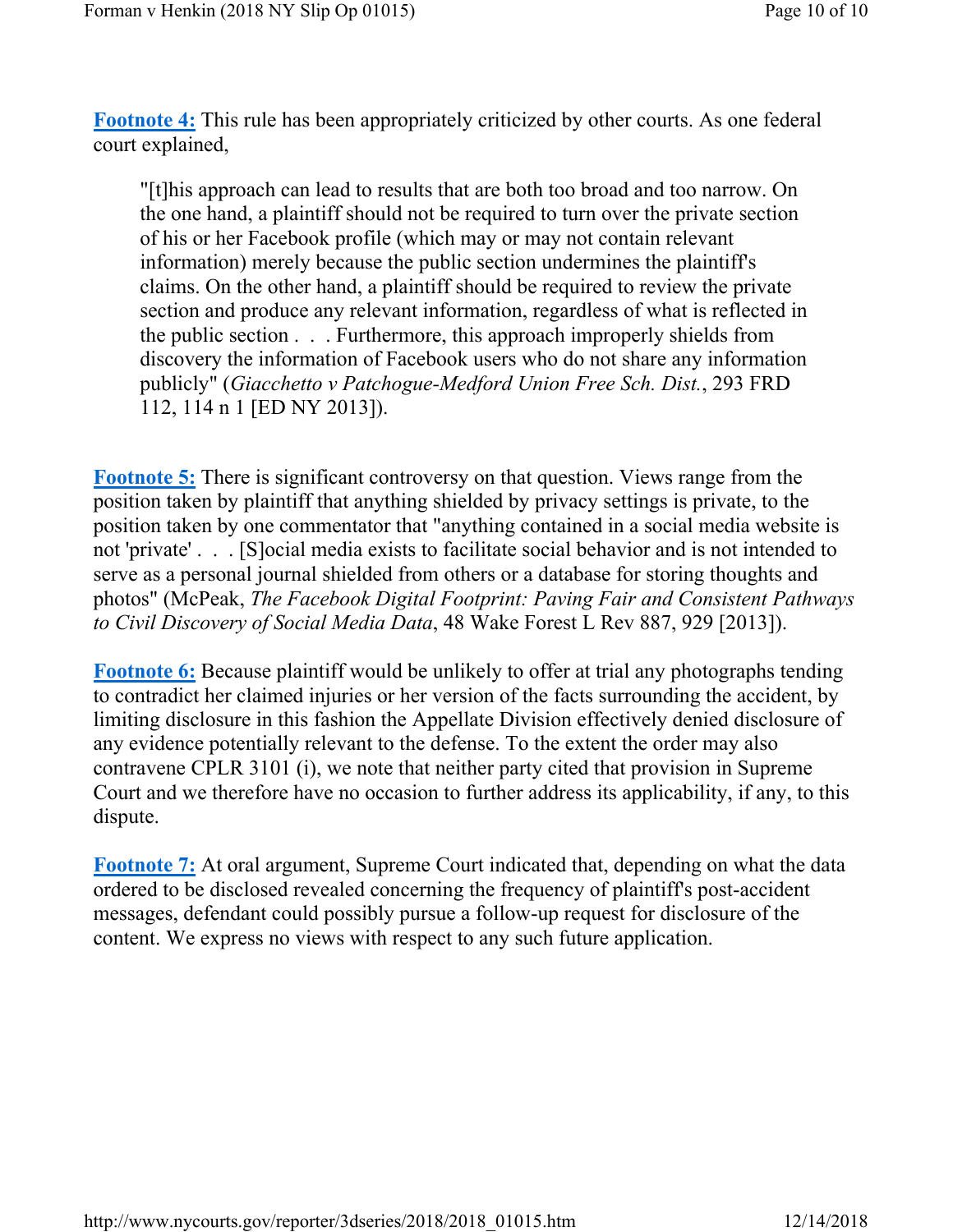**Footnote 4:** This rule has been appropriately criticized by other courts. As one federal court explained,

> "[t]his approach can lead to results that are both too broad and too narrow. On the one hand, a plaintiff should not be required to turn over the private section of his or her Facebook profile (which may or may not contain relevant information) merely because the public section undermines the plaintiff's claims. On the other hand, a plaintiff should be required to review the private section and produce any relevant information, regardless of what is reflected in the public section . . . Furthermore, this approach improperly shields from discovery the information of Facebook users who do not share any information publicly" (*Giacchetto v Patchogue-Medford Union Free Sch. Dist.*, 293 FRD 112, 114 n 1 [ED NY 2013]).

**Footnote 5:** There is significant controversy on that question. Views range from the position taken by plaintiff that anything shielded by privacy settings is private, to the position taken by one commentator that "anything contained in a social media website is not 'private' . . . [S]ocial media exists to facilitate social behavior and is not intended to serve as a personal journal shielded from others or a database for storing thoughts and photos" (McPeak, *The Facebook Digital Footprint: Paving Fair and Consistent Pathways to Civil Discovery of Social Media Data*, 48 Wake Forest L Rev 887, 929 [2013]).

**Footnote 6:** Because plaintiff would be unlikely to offer at trial any photographs tending to contradict her claimed injuries or her version of the facts surrounding the accident, by limiting disclosure in this fashion the Appellate Division effectively denied disclosure of any evidence potentially relevant to the defense. To the extent the order may also contravene CPLR 3101 (i), we note that neither party cited that provision in Supreme Court and we therefore have no occasion to further address its applicability, if any, to this dispute.

**Footnote 7:** At oral argument, Supreme Court indicated that, depending on what the data ordered to be disclosed revealed concerning the frequency of plaintiff's post-accident messages, defendant could possibly pursue a follow-up request for disclosure of the content. We express no views with respect to any such future application.